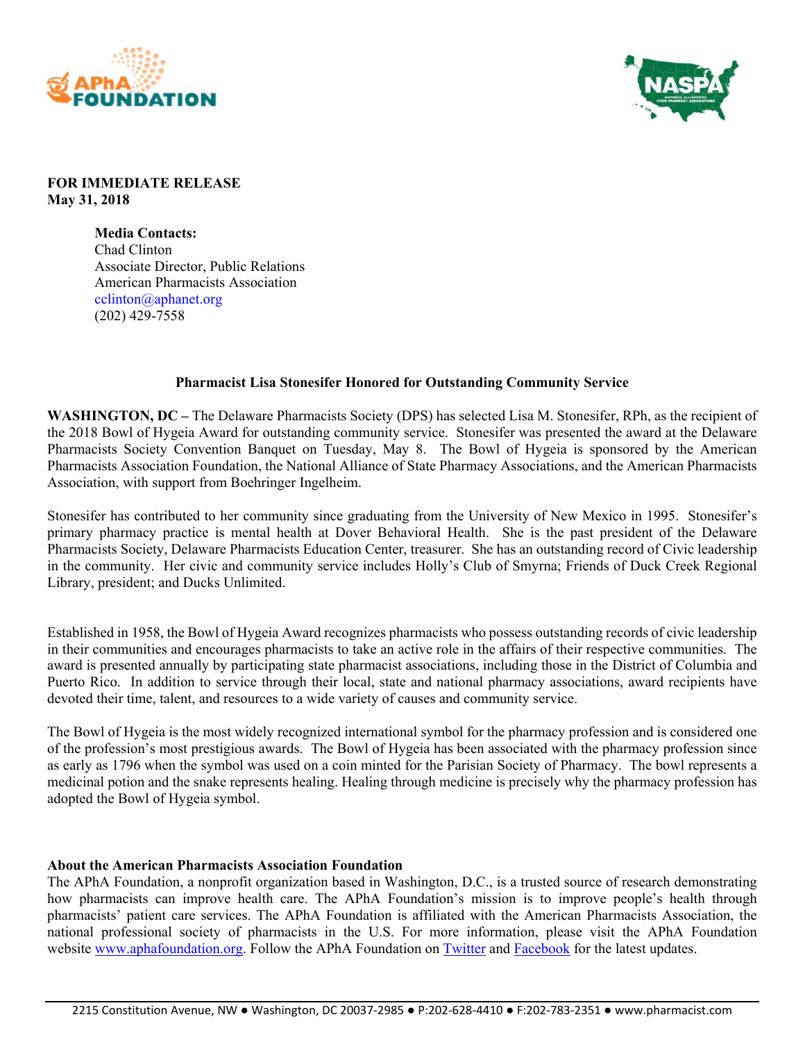**FOR IMMEDIATE RELEASE**
**May 31, 2018**

**Media Contacts:**
Chad Clinton
Associate Director, Public Relations
American Pharmacists Association
cclinton@aphanet.org
(202) 429-7558

## Pharmacist Lisa Stonesifer Honored for Outstanding Community Service

**WASHINGTON, DC –** The Delaware Pharmacists Society (DPS) has selected Lisa M. Stonesifer, RPh, as the recipient of the 2018 Bowl of Hygeia Award for outstanding community service. Stonesifer was presented the award at the Delaware Pharmacists Society Convention Banquet on Tuesday, May 8. The Bowl of Hygeia is sponsored by the American Pharmacists Association Foundation, the National Alliance of State Pharmacy Associations, and the American Pharmacists Association, with support from Boehringer Ingelheim.

Stonesifer has contributed to her community since graduating from the University of New Mexico in 1995. Stonesifer's primary pharmacy practice is mental health at Dover Behavioral Health. She is the past president of the Delaware Pharmacists Society, Delaware Pharmacists Education Center, treasurer. She has an outstanding record of Civic leadership in the community. Her civic and community service includes Holly's Club of Smyrna; Friends of Duck Creek Regional Library, president; and Ducks Unlimited.

Established in 1958, the Bowl of Hygeia Award recognizes pharmacists who possess outstanding records of civic leadership in their communities and encourages pharmacists to take an active role in the affairs of their respective communities. The award is presented annually by participating state pharmacist associations, including those in the District of Columbia and Puerto Rico. In addition to service through their local, state and national pharmacy associations, award recipients have devoted their time, talent, and resources to a wide variety of causes and community service.

The Bowl of Hygeia is the most widely recognized international symbol for the pharmacy profession and is considered one of the profession's most prestigious awards. The Bowl of Hygeia has been associated with the pharmacy profession since as early as 1796 when the symbol was used on a coin minted for the Parisian Society of Pharmacy. The bowl represents a medicinal potion and the snake represents healing. Healing through medicine is precisely why the pharmacy profession has adopted the Bowl of Hygeia symbol.

### About the American Pharmacists Association Foundation

The APhA Foundation, a nonprofit organization based in Washington, D.C., is a trusted source of research demonstrating how pharmacists can improve health care. The APhA Foundation's mission is to improve people's health through pharmacists' patient care services. The APhA Foundation is affiliated with the American Pharmacists Association, the national professional society of pharmacists in the U.S. For more information, please visit the APhA Foundation website www.aphafoundation.org. Follow the APhA Foundation on Twitter and Facebook for the latest updates.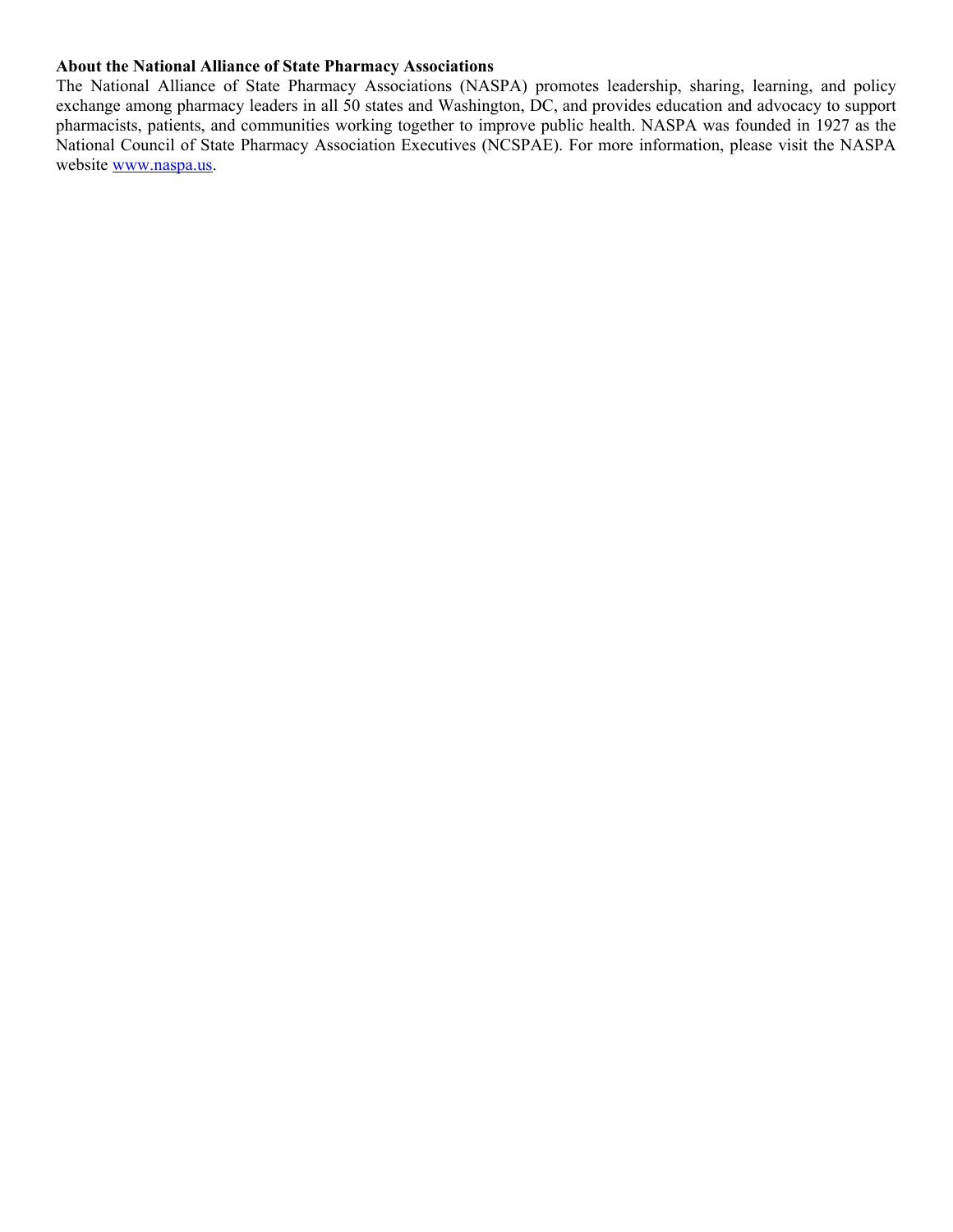**About the National Alliance of State Pharmacy Associations**

The National Alliance of State Pharmacy Associations (NASPA) promotes leadership, sharing, learning, and policy exchange among pharmacy leaders in all 50 states and Washington, DC, and provides education and advocacy to support pharmacists, patients, and communities working together to improve public health. NASPA was founded in 1927 as the National Council of State Pharmacy Association Executives (NCSPAE). For more information, please visit the NASPA website [www.naspa.us](http://www.naspa.us).